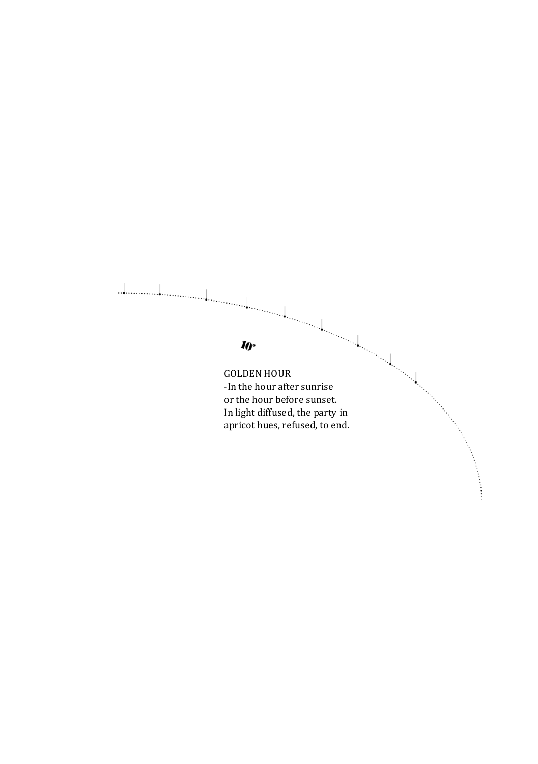*10°*

GOLDEN HOUR
-In the hour after sunrise
or the hour before sunset.
In light diffused, the party in
apricot hues, refused, to end.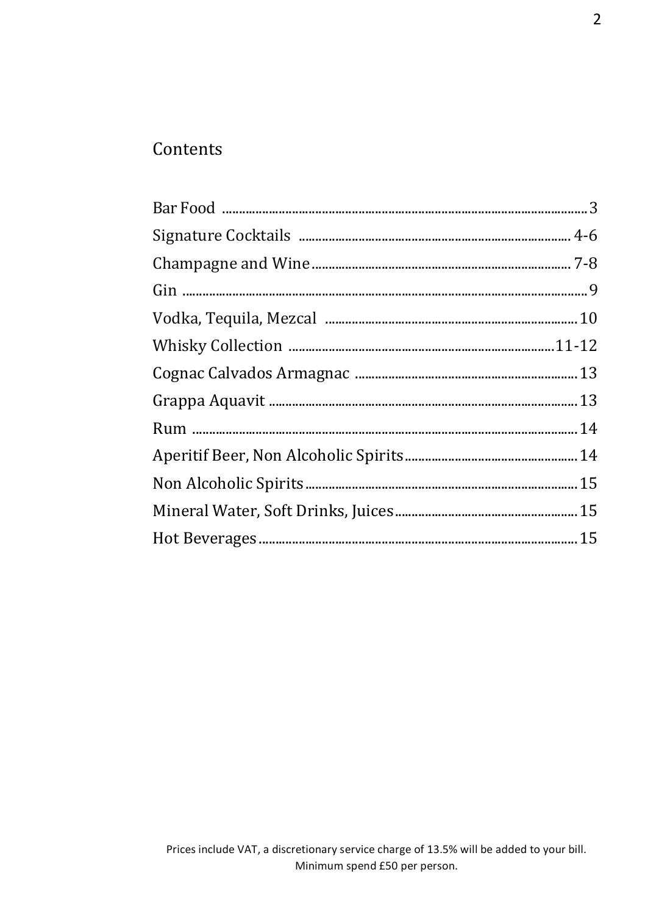## Contents

| | |
|---|---|
| Bar Food | 3 |
| Signature Cocktails | 4-6 |
| Champagne and Wine | 7-8 |
| Gin | 9 |
| Vodka, Tequila, Mezcal | 10 |
| Whisky Collection | 11-12 |
| Cognac Calvados Armagnac | 13 |
| Grappa Aquavit | 13 |
| Rum | 14 |
| Aperitif Beer, Non Alcoholic Spirits | 14 |
| Non Alcoholic Spirits | 15 |
| Mineral Water, Soft Drinks, Juices | 15 |
| Hot Beverages | 15 |

Prices include VAT, a discretionary service charge of 13.5% will be added to your bill.
Minimum spend £50 per person.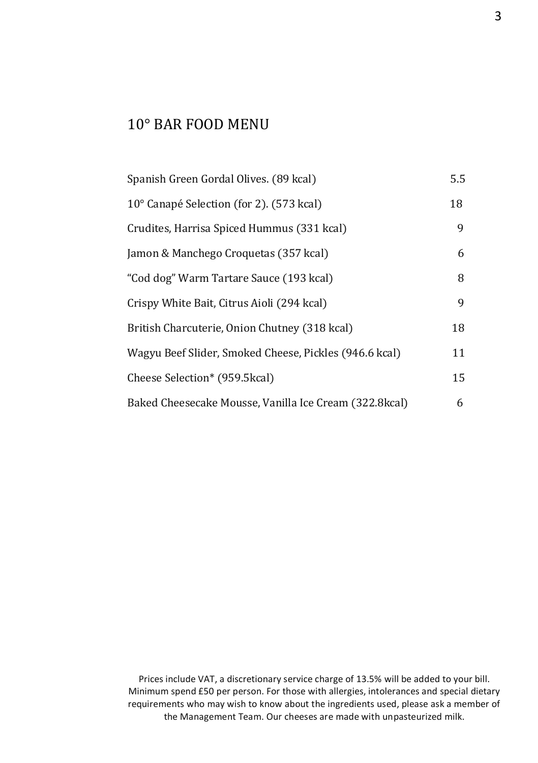# 10° BAR FOOD MENU

| | |
|---|---|
| Spanish Green Gordal Olives. (89 kcal) | 5.5 |
| 10° Canapé Selection (for 2). (573 kcal) | 18 |
| Crudites, Harrisa Spiced Hummus (331 kcal) | 9 |
| Jamon & Manchego Croquetas (357 kcal) | 6 |
| "Cod dog" Warm Tartare Sauce (193 kcal) | 8 |
| Crispy White Bait, Citrus Aioli (294 kcal) | 9 |
| British Charcuterie, Onion Chutney (318 kcal) | 18 |
| Wagyu Beef Slider, Smoked Cheese, Pickles (946.6 kcal) | 11 |
| Cheese Selection* (959.5kcal) | 15 |
| Baked Cheesecake Mousse, Vanilla Ice Cream (322.8kcal) | 6 |

Prices include VAT, a discretionary service charge of 13.5% will be added to your bill. Minimum spend £50 per person. For those with allergies, intolerances and special dietary requirements who may wish to know about the ingredients used, please ask a member of the Management Team. Our cheeses are made with unpasteurized milk.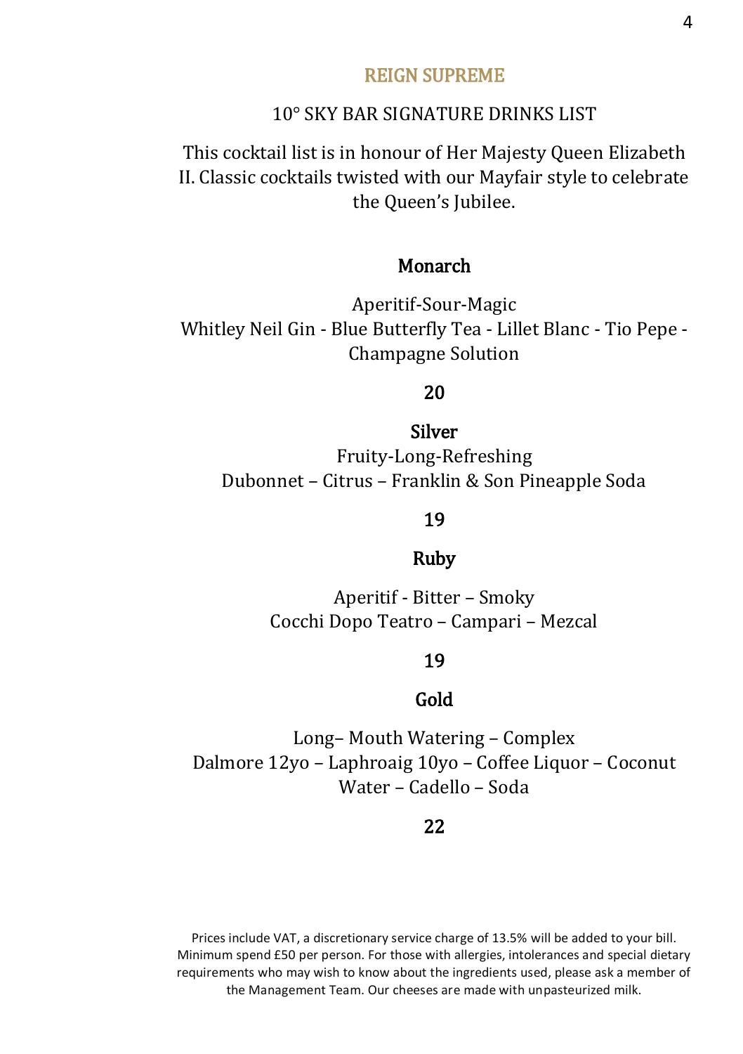## REIGN SUPREME

10° SKY BAR SIGNATURE DRINKS LIST

This cocktail list is in honour of Her Majesty Queen Elizabeth II. Classic cocktails twisted with our Mayfair style to celebrate the Queen's Jubilee.

### Monarch

Aperitif-Sour-Magic
Whitley Neil Gin - Blue Butterfly Tea - Lillet Blanc - Tio Pepe - Champagne Solution

**20**

### Silver

Fruity-Long-Refreshing
Dubonnet – Citrus – Franklin & Son Pineapple Soda

**19**

### Ruby

Aperitif - Bitter – Smoky
Cocchi Dopo Teatro – Campari – Mezcal

**19**

### Gold

Long– Mouth Watering – Complex
Dalmore 12yo – Laphroaig 10yo – Coffee Liquor – Coconut Water – Cadello – Soda

**22**

Prices include VAT, a discretionary service charge of 13.5% will be added to your bill. Minimum spend £50 per person. For those with allergies, intolerances and special dietary requirements who may wish to know about the ingredients used, please ask a member of the Management Team. Our cheeses are made with unpasteurized milk.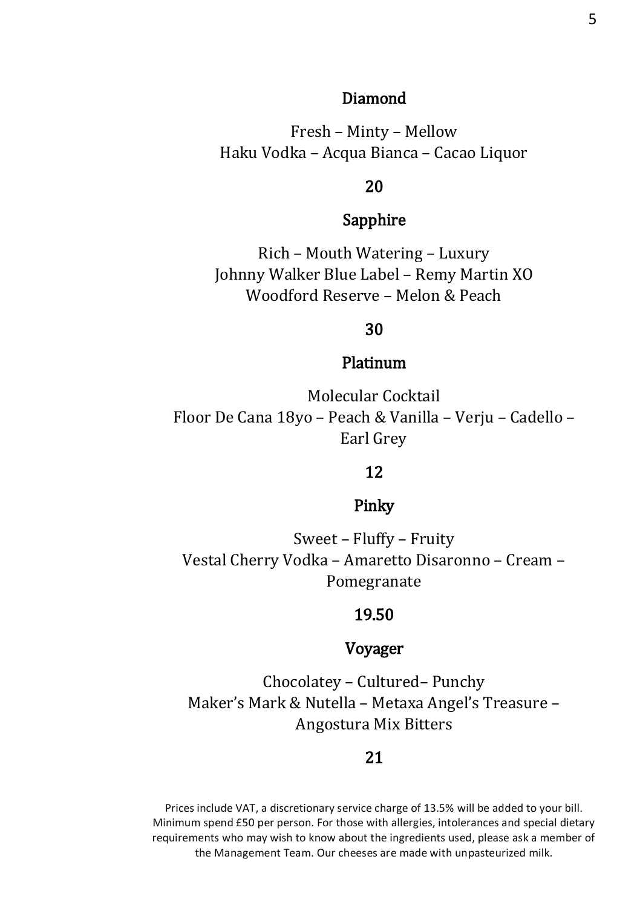## Diamond

Fresh – Minty – Mellow
Haku Vodka – Acqua Bianca – Cacao Liquor

**20**

## Sapphire

Rich – Mouth Watering – Luxury
Johnny Walker Blue Label – Remy Martin XO
Woodford Reserve – Melon & Peach

**30**

## Platinum

Molecular Cocktail
Floor De Cana 18yo – Peach & Vanilla – Verju – Cadello – Earl Grey

**12**

## Pinky

Sweet – Fluffy – Fruity
Vestal Cherry Vodka – Amaretto Disaronno – Cream – Pomegranate

**19.50**

## Voyager

Chocolatey – Cultured– Punchy
Maker's Mark & Nutella – Metaxa Angel's Treasure – Angostura Mix Bitters

**21**

Prices include VAT, a discretionary service charge of 13.5% will be added to your bill. Minimum spend £50 per person. For those with allergies, intolerances and special dietary requirements who may wish to know about the ingredients used, please ask a member of the Management Team. Our cheeses are made with unpasteurized milk.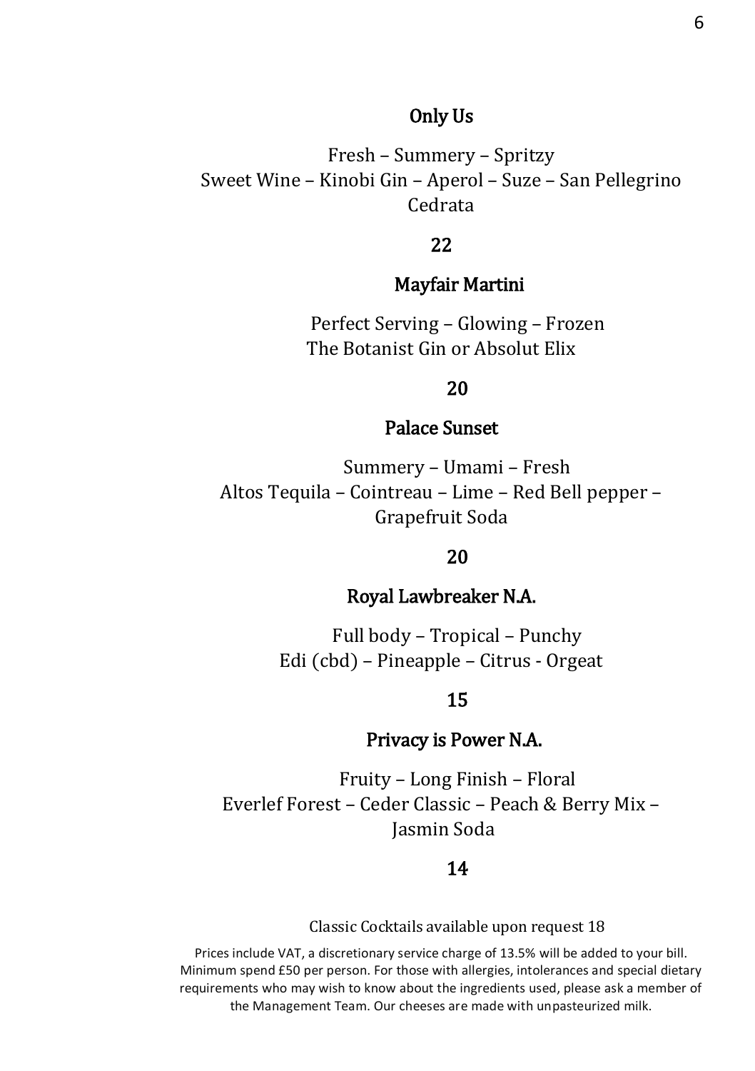## Only Us

Fresh – Summery – Spritzy
Sweet Wine – Kinobi Gin – Aperol – Suze – San Pellegrino Cedrata

**22**

## Mayfair Martini

Perfect Serving – Glowing – Frozen
The Botanist Gin or Absolut Elix

**20**

## Palace Sunset

Summery – Umami – Fresh
Altos Tequila – Cointreau – Lime – Red Bell pepper – Grapefruit Soda

**20**

## Royal Lawbreaker N.A.

Full body – Tropical – Punchy
Edi (cbd) – Pineapple – Citrus - Orgeat

**15**

## Privacy is Power N.A.

Fruity – Long Finish – Floral
Everlef Forest – Ceder Classic – Peach & Berry Mix – Jasmin Soda

**14**

Classic Cocktails available upon request 18

Prices include VAT, a discretionary service charge of 13.5% will be added to your bill. Minimum spend £50 per person. For those with allergies, intolerances and special dietary requirements who may wish to know about the ingredients used, please ask a member of the Management Team. Our cheeses are made with unpasteurized milk.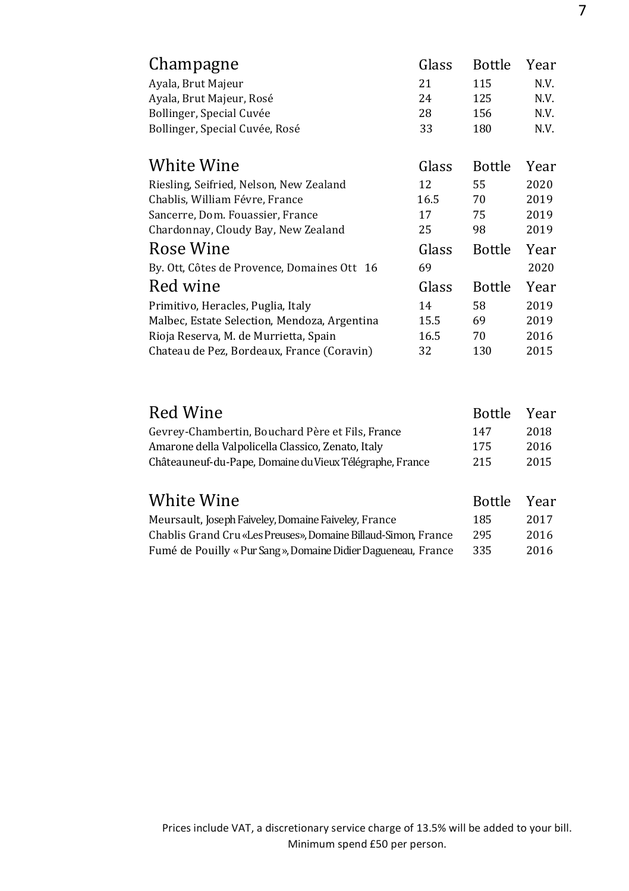## Champagne

| Champagne | Glass | Bottle | Year |
|---|---|---|---|
| Ayala, Brut Majeur | 21 | 115 | N.V. |
| Ayala, Brut Majeur, Rosé | 24 | 125 | N.V. |
| Bollinger, Special Cuvée | 28 | 156 | N.V. |
| Bollinger, Special Cuvée, Rosé | 33 | 180 | N.V. |

## White Wine

| White Wine | Glass | Bottle | Year |
|---|---|---|---|
| Riesling, Seifried, Nelson, New Zealand | 12 | 55 | 2020 |
| Chablis, William Févre, France | 16.5 | 70 | 2019 |
| Sancerre, Dom. Fouassier, France | 17 | 75 | 2019 |
| Chardonnay, Cloudy Bay, New Zealand | 25 | 98 | 2019 |

## Rose Wine

| Rose Wine | Glass | Bottle | Year |
|---|---|---|---|
| By. Ott, Côtes de Provence, Domaines Ott 16 | 69 | | 2020 |

## Red wine

| Red wine | Glass | Bottle | Year |
|---|---|---|---|
| Primitivo, Heracles, Puglia, Italy | 14 | 58 | 2019 |
| Malbec, Estate Selection, Mendoza, Argentina | 15.5 | 69 | 2019 |
| Rioja Reserva, M. de Murrietta, Spain | 16.5 | 70 | 2016 |
| Chateau de Pez, Bordeaux, France (Coravin) | 32 | 130 | 2015 |

## Red Wine

| Red Wine | Bottle | Year |
|---|---|---|
| Gevrey-Chambertin, Bouchard Père et Fils, France | 147 | 2018 |
| Amarone della Valpolicella Classico, Zenato, Italy | 175 | 2016 |
| Châteauneuf-du-Pape, Domaine du Vieux Télégraphe, France | 215 | 2015 |

## White Wine

| White Wine | Bottle | Year |
|---|---|---|
| Meursault, Joseph Faiveley, Domaine Faiveley, France | 185 | 2017 |
| Chablis Grand Cru «Les Preuses», Domaine Billaud-Simon, France | 295 | 2016 |
| Fumé de Pouilly « Pur Sang », Domaine Didier Dagueneau, France | 335 | 2016 |

Prices include VAT, a discretionary service charge of 13.5% will be added to your bill.
Minimum spend £50 per person.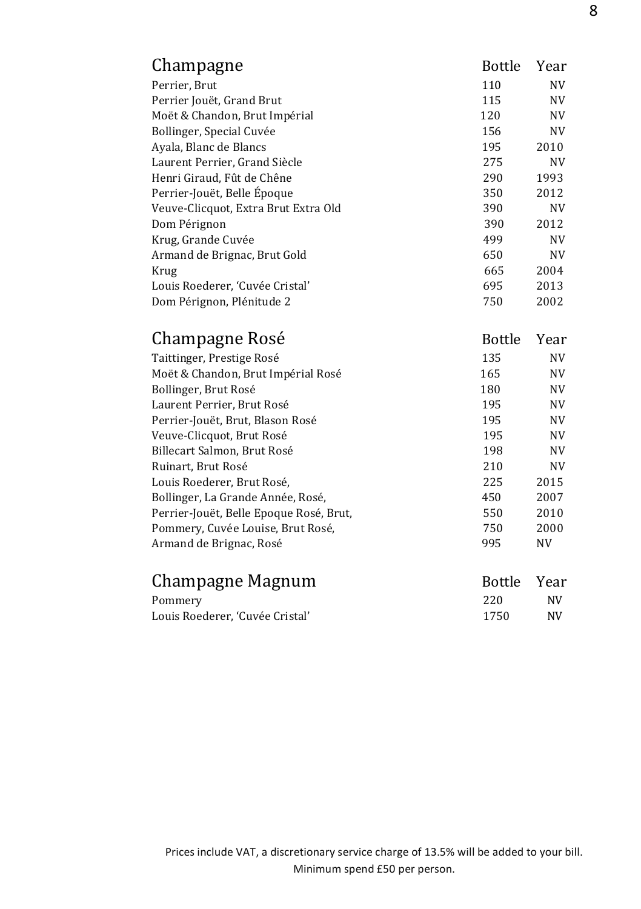## Champagne

| Champagne | Bottle | Year |
|---|---|---|
| Perrier, Brut | 110 | NV |
| Perrier Jouët, Grand Brut | 115 | NV |
| Moët & Chandon, Brut Impérial | 120 | NV |
| Bollinger, Special Cuvée | 156 | NV |
| Ayala, Blanc de Blancs | 195 | 2010 |
| Laurent Perrier, Grand Siècle | 275 | NV |
| Henri Giraud, Fût de Chêne | 290 | 1993 |
| Perrier-Jouët, Belle Époque | 350 | 2012 |
| Veuve-Clicquot, Extra Brut Extra Old | 390 | NV |
| Dom Pérignon | 390 | 2012 |
| Krug, Grande Cuvée | 499 | NV |
| Armand de Brignac, Brut Gold | 650 | NV |
| Krug | 665 | 2004 |
| Louis Roederer, 'Cuvée Cristal' | 695 | 2013 |
| Dom Pérignon, Plénitude 2 | 750 | 2002 |

## Champagne Rosé

| Champagne Rosé | Bottle | Year |
|---|---|---|
| Taittinger, Prestige Rosé | 135 | NV |
| Moët & Chandon, Brut Impérial Rosé | 165 | NV |
| Bollinger, Brut Rosé | 180 | NV |
| Laurent Perrier, Brut Rosé | 195 | NV |
| Perrier-Jouët, Brut, Blason Rosé | 195 | NV |
| Veuve-Clicquot, Brut Rosé | 195 | NV |
| Billecart Salmon, Brut Rosé | 198 | NV |
| Ruinart, Brut Rosé | 210 | NV |
| Louis Roederer, Brut Rosé, | 225 | 2015 |
| Bollinger, La Grande Année, Rosé, | 450 | 2007 |
| Perrier-Jouët, Belle Epoque Rosé, Brut, | 550 | 2010 |
| Pommery, Cuvée Louise, Brut Rosé, | 750 | 2000 |
| Armand de Brignac, Rosé | 995 | NV |

## Champagne Magnum

| Champagne Magnum | Bottle | Year |
|---|---|---|
| Pommery | 220 | NV |
| Louis Roederer, 'Cuvée Cristal' | 1750 | NV |

Prices include VAT, a discretionary service charge of 13.5% will be added to your bill.
Minimum spend £50 per person.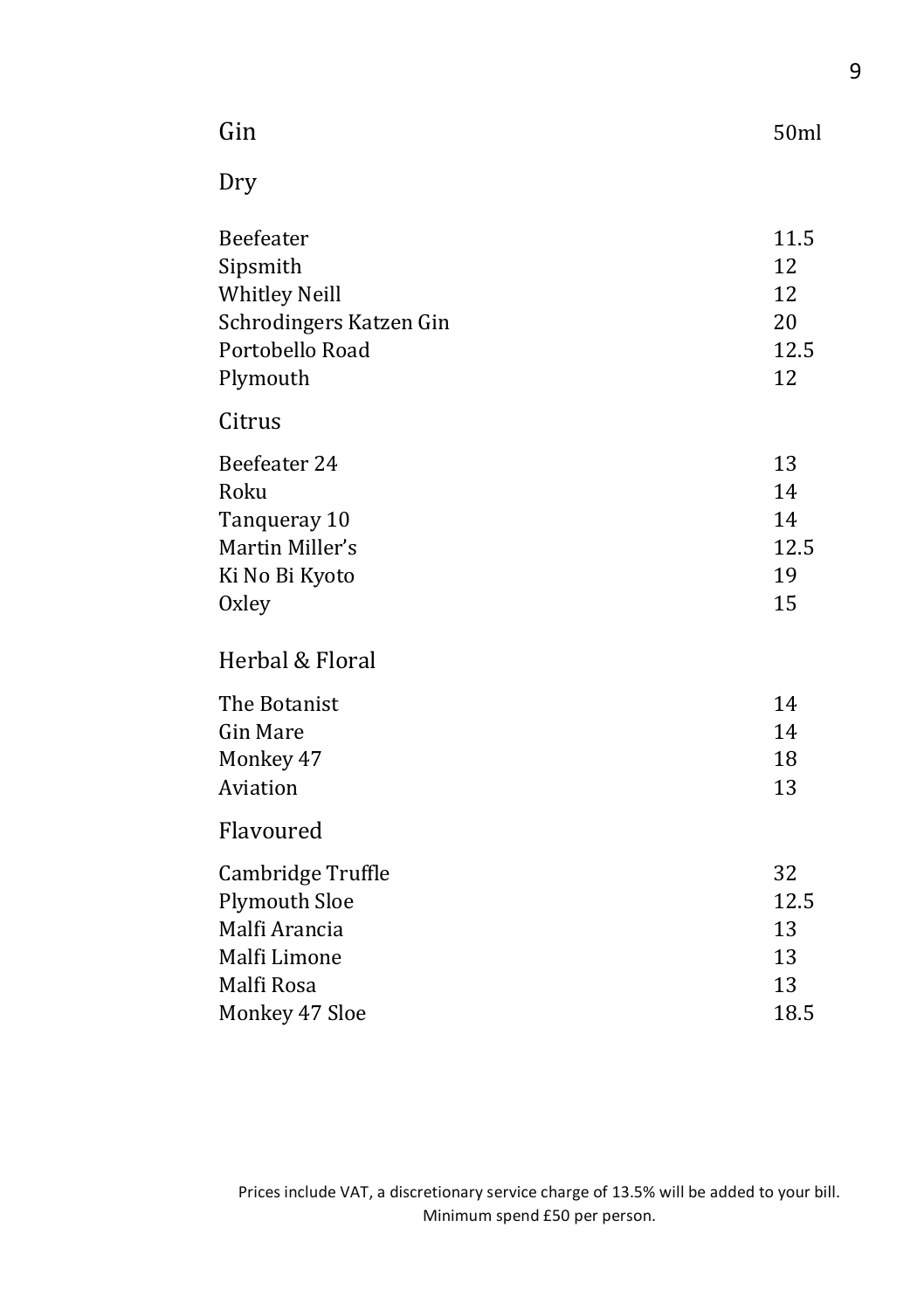# Gin

50ml

## Dry

| | |
|---|---|
| Beefeater | 11.5 |
| Sipsmith | 12 |
| Whitley Neill | 12 |
| Schrodingers Katzen Gin | 20 |
| Portobello Road | 12.5 |
| Plymouth | 12 |

## Citrus

| | |
|---|---|
| Beefeater 24 | 13 |
| Roku | 14 |
| Tanqueray 10 | 14 |
| Martin Miller's | 12.5 |
| Ki No Bi Kyoto | 19 |
| Oxley | 15 |

## Herbal & Floral

| | |
|---|---|
| The Botanist | 14 |
| Gin Mare | 14 |
| Monkey 47 | 18 |
| Aviation | 13 |

## Flavoured

| | |
|---|---|
| Cambridge Truffle | 32 |
| Plymouth Sloe | 12.5 |
| Malfi Arancia | 13 |
| Malfi Limone | 13 |
| Malfi Rosa | 13 |
| Monkey 47 Sloe | 18.5 |

Prices include VAT, a discretionary service charge of 13.5% will be added to your bill.
Minimum spend £50 per person.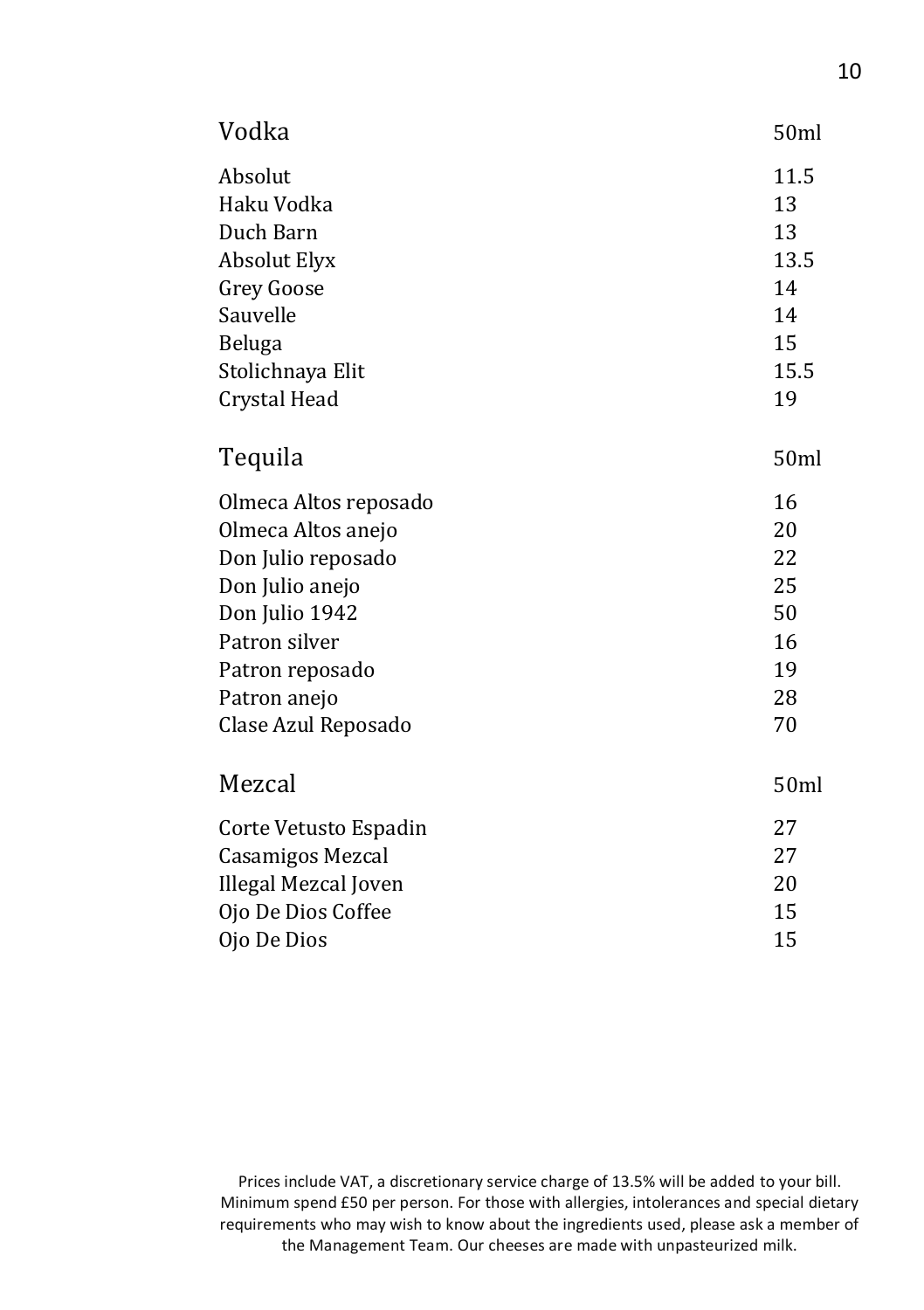## Vodka

| | 50ml |
|---|---|
| Absolut | 11.5 |
| Haku Vodka | 13 |
| Duch Barn | 13 |
| Absolut Elyx | 13.5 |
| Grey Goose | 14 |
| Sauvelle | 14 |
| Beluga | 15 |
| Stolichnaya Elit | 15.5 |
| Crystal Head | 19 |

## Tequila

| | 50ml |
|---|---|
| Olmeca Altos reposado | 16 |
| Olmeca Altos anejo | 20 |
| Don Julio reposado | 22 |
| Don Julio anejo | 25 |
| Don Julio 1942 | 50 |
| Patron silver | 16 |
| Patron reposado | 19 |
| Patron anejo | 28 |
| Clase Azul Reposado | 70 |

## Mezcal

| | 50ml |
|---|---|
| Corte Vetusto Espadin | 27 |
| Casamigos Mezcal | 27 |
| Illegal Mezcal Joven | 20 |
| Ojo De Dios Coffee | 15 |
| Ojo De Dios | 15 |

Prices include VAT, a discretionary service charge of 13.5% will be added to your bill. Minimum spend £50 per person. For those with allergies, intolerances and special dietary requirements who may wish to know about the ingredients used, please ask a member of the Management Team. Our cheeses are made with unpasteurized milk.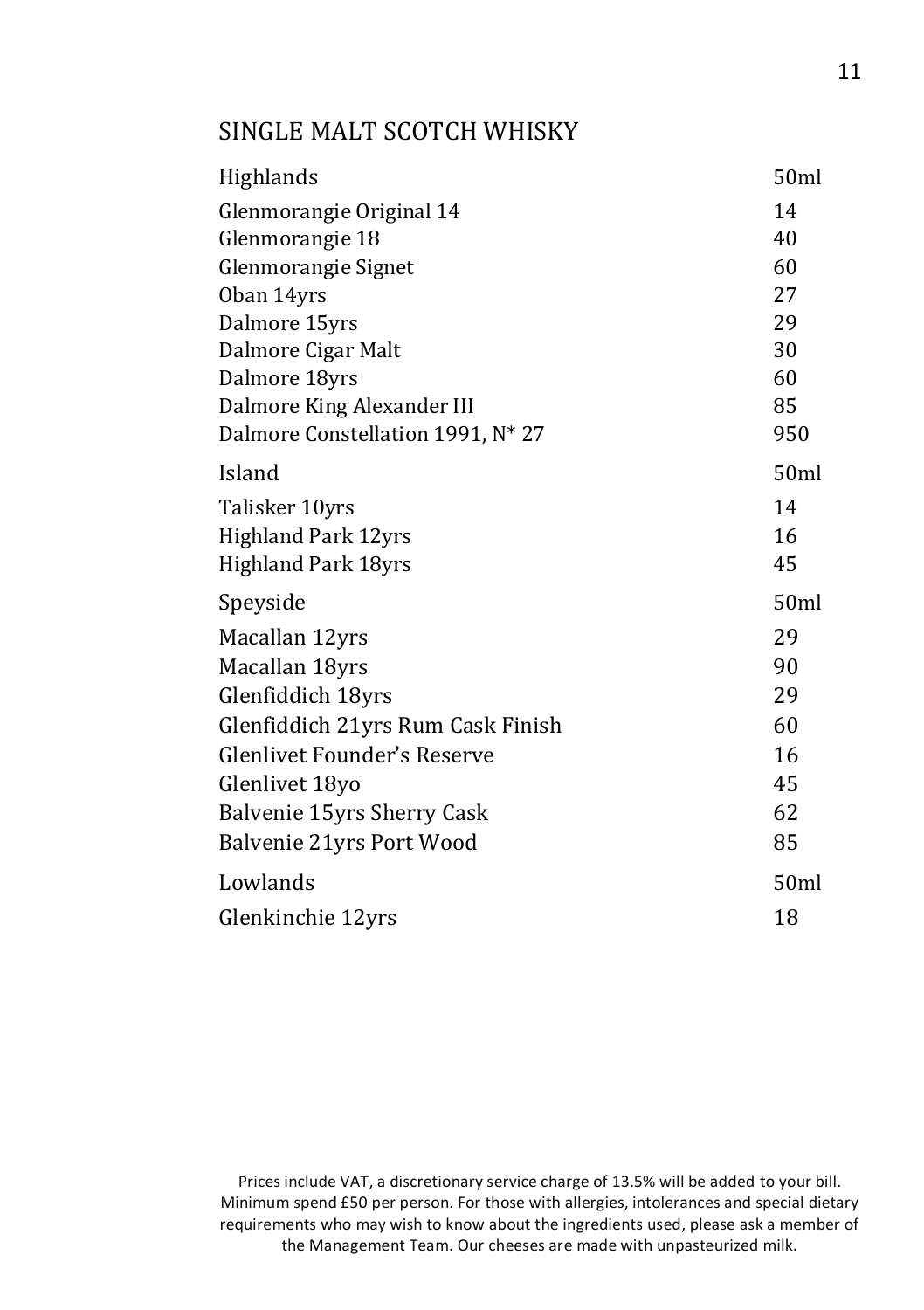## SINGLE MALT SCOTCH WHISKY

| Highlands | 50ml |
|---|---|
| Glenmorangie Original 14 | 14 |
| Glenmorangie 18 | 40 |
| Glenmorangie Signet | 60 |
| Oban 14yrs | 27 |
| Dalmore 15yrs | 29 |
| Dalmore Cigar Malt | 30 |
| Dalmore 18yrs | 60 |
| Dalmore King Alexander III | 85 |
| Dalmore Constellation 1991, N* 27 | 950 |

| Island | 50ml |
|---|---|
| Talisker 10yrs | 14 |
| Highland Park 12yrs | 16 |
| Highland Park 18yrs | 45 |

| Speyside | 50ml |
|---|---|
| Macallan 12yrs | 29 |
| Macallan 18yrs | 90 |
| Glenfiddich 18yrs | 29 |
| Glenfiddich 21yrs Rum Cask Finish | 60 |
| Glenlivet Founder's Reserve | 16 |
| Glenlivet 18yo | 45 |
| Balvenie 15yrs Sherry Cask | 62 |
| Balvenie 21yrs Port Wood | 85 |

| Lowlands | 50ml |
|---|---|
| Glenkinchie 12yrs | 18 |

Prices include VAT, a discretionary service charge of 13.5% will be added to your bill. Minimum spend £50 per person. For those with allergies, intolerances and special dietary requirements who may wish to know about the ingredients used, please ask a member of the Management Team. Our cheeses are made with unpasteurized milk.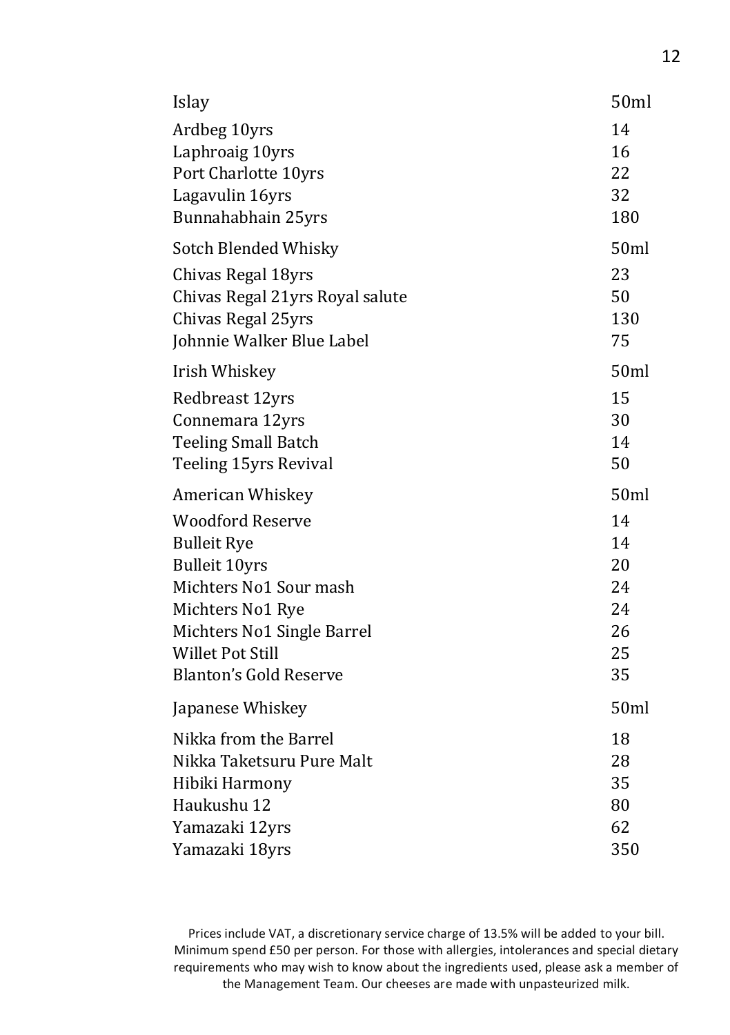| Islay | 50ml |
|---|---|
| Ardbeg 10yrs | 14 |
| Laphroaig 10yrs | 16 |
| Port Charlotte 10yrs | 22 |
| Lagavulin 16yrs | 32 |
| Bunnahabhain 25yrs | 180 |

| Sotch Blended Whisky | 50ml |
|---|---|
| Chivas Regal 18yrs | 23 |
| Chivas Regal 21yrs Royal salute | 50 |
| Chivas Regal 25yrs | 130 |
| Johnnie Walker Blue Label | 75 |

| Irish Whiskey | 50ml |
|---|---|
| Redbreast 12yrs | 15 |
| Connemara 12yrs | 30 |
| Teeling Small Batch | 14 |
| Teeling 15yrs Revival | 50 |

| American Whiskey | 50ml |
|---|---|
| Woodford Reserve | 14 |
| Bulleit Rye | 14 |
| Bulleit 10yrs | 20 |
| Michters No1 Sour mash | 24 |
| Michters No1 Rye | 24 |
| Michters No1 Single Barrel | 26 |
| Willet Pot Still | 25 |
| Blanton's Gold Reserve | 35 |

| Japanese Whiskey | 50ml |
|---|---|
| Nikka from the Barrel | 18 |
| Nikka Taketsuru Pure Malt | 28 |
| Hibiki Harmony | 35 |
| Haukushu 12 | 80 |
| Yamazaki 12yrs | 62 |
| Yamazaki 18yrs | 350 |

Prices include VAT, a discretionary service charge of 13.5% will be added to your bill. Minimum spend £50 per person. For those with allergies, intolerances and special dietary requirements who may wish to know about the ingredients used, please ask a member of the Management Team. Our cheeses are made with unpasteurized milk.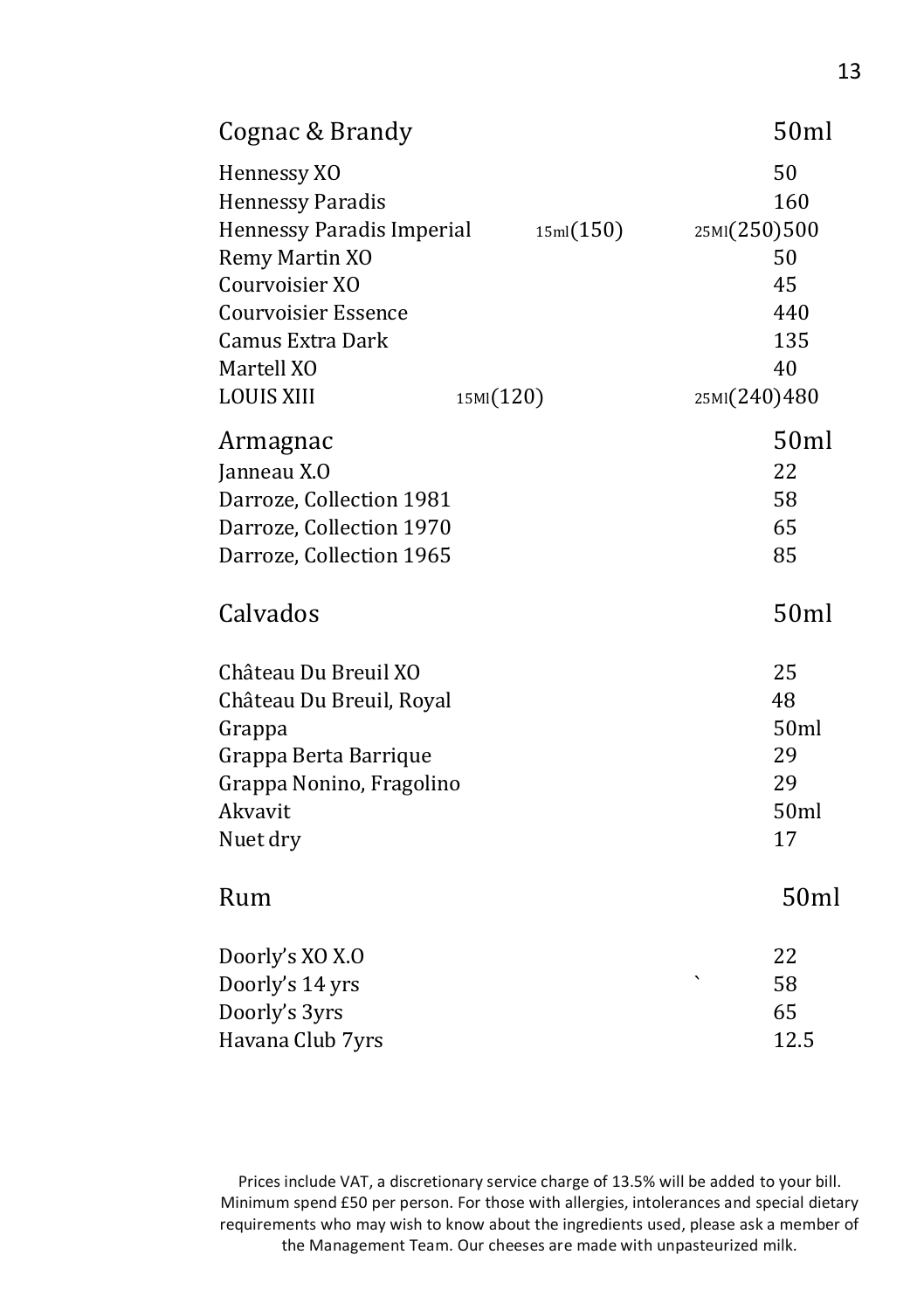## Cognac & Brandy

| Cognac & Brandy | | 50ml |
|---|---|---|
| Hennessy XO | | 50 |
| Hennessy Paradis | | 160 |
| Hennessy Paradis Imperial | 15ml(150) | 25Ml(250)500 |
| Remy Martin XO | | 50 |
| Courvoisier XO | | 45 |
| Courvoisier Essence | | 440 |
| Camus Extra Dark | | 135 |
| Martell XO | | 40 |
| LOUIS XIII | 15Ml(120) | 25Ml(240)480 |

## Armagnac

| Armagnac | 50ml |
|---|---|
| Janneau X.O | 22 |
| Darroze, Collection 1981 | 58 |
| Darroze, Collection 1970 | 65 |
| Darroze, Collection 1965 | 85 |

## Calvados

| Calvados | 50ml |
|---|---|
| Château Du Breuil XO | 25 |
| Château Du Breuil, Royal | 48 |
| Grappa | 50ml |
| Grappa Berta Barrique | 29 |
| Grappa Nonino, Fragolino | 29 |
| Akvavit | 50ml |
| Nuet dry | 17 |

## Rum

| Rum | 50ml |
|---|---|
| Doorly's XO X.O | 22 |
| Doorly's 14 yrs | 58 |
| Doorly's 3yrs | 65 |
| Havana Club 7yrs | 12.5 |

Prices include VAT, a discretionary service charge of 13.5% will be added to your bill. Minimum spend £50 per person. For those with allergies, intolerances and special dietary requirements who may wish to know about the ingredients used, please ask a member of the Management Team. Our cheeses are made with unpasteurized milk.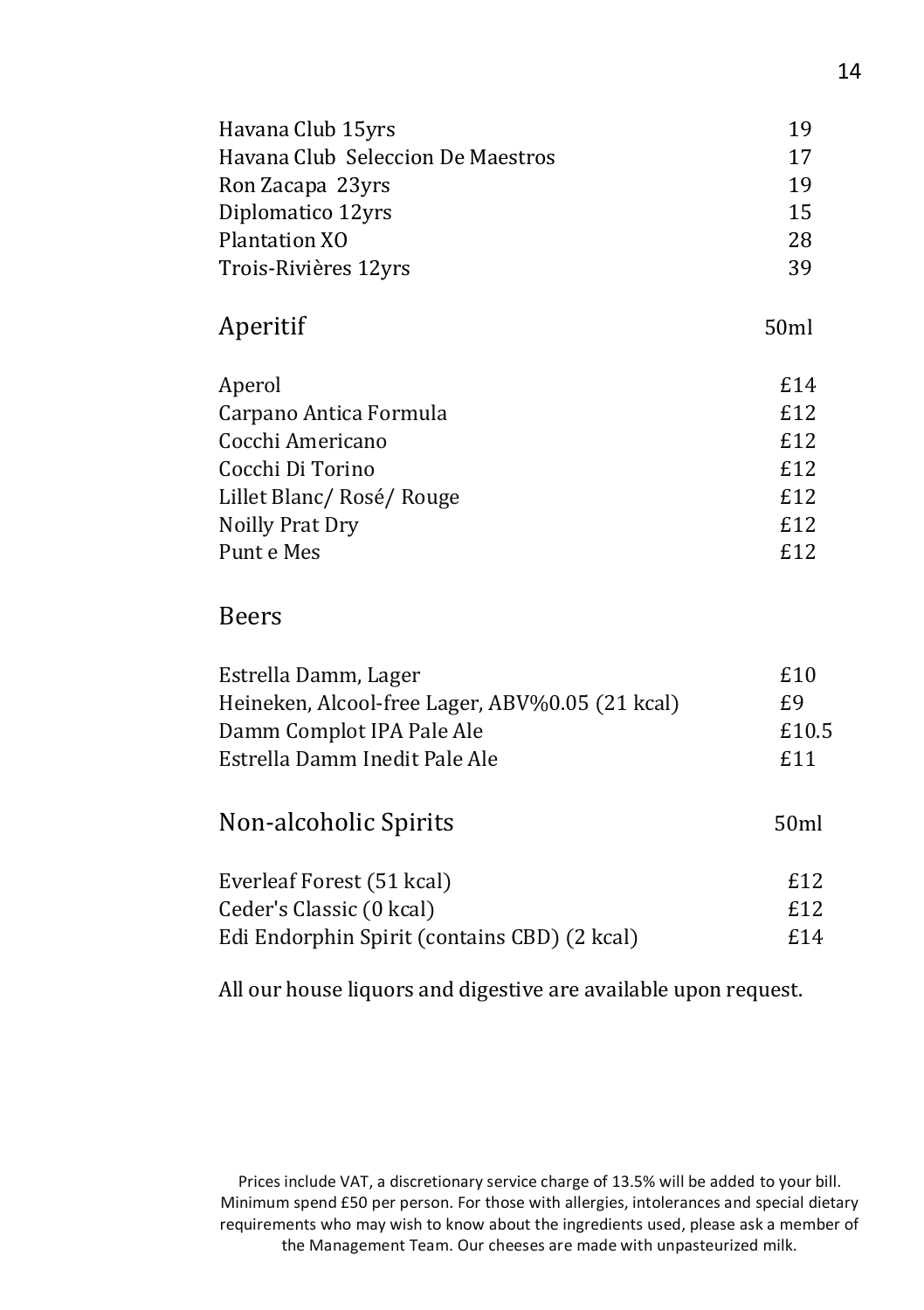| | |
|---|---|
| Havana Club 15yrs | 19 |
| Havana Club Seleccion De Maestros | 17 |
| Ron Zacapa 23yrs | 19 |
| Diplomatico 12yrs | 15 |
| Plantation XO | 28 |
| Trois-Rivières 12yrs | 39 |

## Aperitif

| | 50ml |
|---|---|
| Aperol | £14 |
| Carpano Antica Formula | £12 |
| Cocchi Americano | £12 |
| Cocchi Di Torino | £12 |
| Lillet Blanc/ Rosé/ Rouge | £12 |
| Noilly Prat Dry | £12 |
| Punt e Mes | £12 |

## Beers

| | |
|---|---|
| Estrella Damm, Lager | £10 |
| Heineken, Alcool-free Lager, ABV%0.05 (21 kcal) | £9 |
| Damm Complot IPA Pale Ale | £10.5 |
| Estrella Damm Inedit Pale Ale | £11 |

## Non-alcoholic Spirits

| | 50ml |
|---|---|
| Everleaf Forest (51 kcal) | £12 |
| Ceder's Classic (0 kcal) | £12 |
| Edi Endorphin Spirit (contains CBD) (2 kcal) | £14 |

All our house liquors and digestive are available upon request.

Prices include VAT, a discretionary service charge of 13.5% will be added to your bill. Minimum spend £50 per person. For those with allergies, intolerances and special dietary requirements who may wish to know about the ingredients used, please ask a member of the Management Team. Our cheeses are made with unpasteurized milk.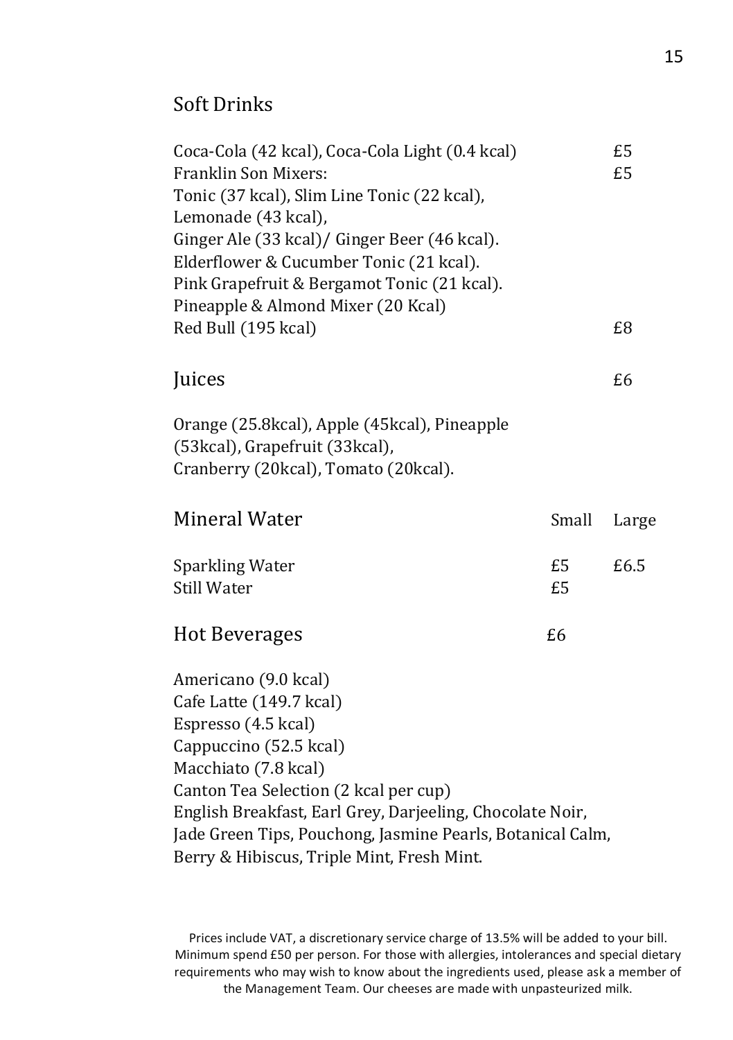## Soft Drinks

| | |
|---|---|
| Coca-Cola (42 kcal), Coca-Cola Light (0.4 kcal) | £5 |
| Franklin Son Mixers: | £5 |
| Tonic (37 kcal), Slim Line Tonic (22 kcal), | |
| Lemonade (43 kcal), | |
| Ginger Ale (33 kcal)/ Ginger Beer (46 kcal). | |
| Elderflower & Cucumber Tonic (21 kcal). | |
| Pink Grapefruit & Bergamot Tonic (21 kcal). | |
| Pineapple & Almond Mixer (20 Kcal) | |
| Red Bull (195 kcal) | £8 |

## Juices £6

Orange (25.8kcal), Apple (45kcal), Pineapple (53kcal), Grapefruit (33kcal), Cranberry (20kcal), Tomato (20kcal).

## Mineral Water

| | Small | Large |
|---|---|---|
| Sparkling Water | £5 | £6.5 |
| Still Water | £5 | |

## Hot Beverages £6

Americano (9.0 kcal)
Cafe Latte (149.7 kcal)
Espresso (4.5 kcal)
Cappuccino (52.5 kcal)
Macchiato (7.8 kcal)
Canton Tea Selection (2 kcal per cup)
English Breakfast, Earl Grey, Darjeeling, Chocolate Noir, Jade Green Tips, Pouchong, Jasmine Pearls, Botanical Calm, Berry & Hibiscus, Triple Mint, Fresh Mint.

Prices include VAT, a discretionary service charge of 13.5% will be added to your bill. Minimum spend £50 per person. For those with allergies, intolerances and special dietary requirements who may wish to know about the ingredients used, please ask a member of the Management Team. Our cheeses are made with unpasteurized milk.